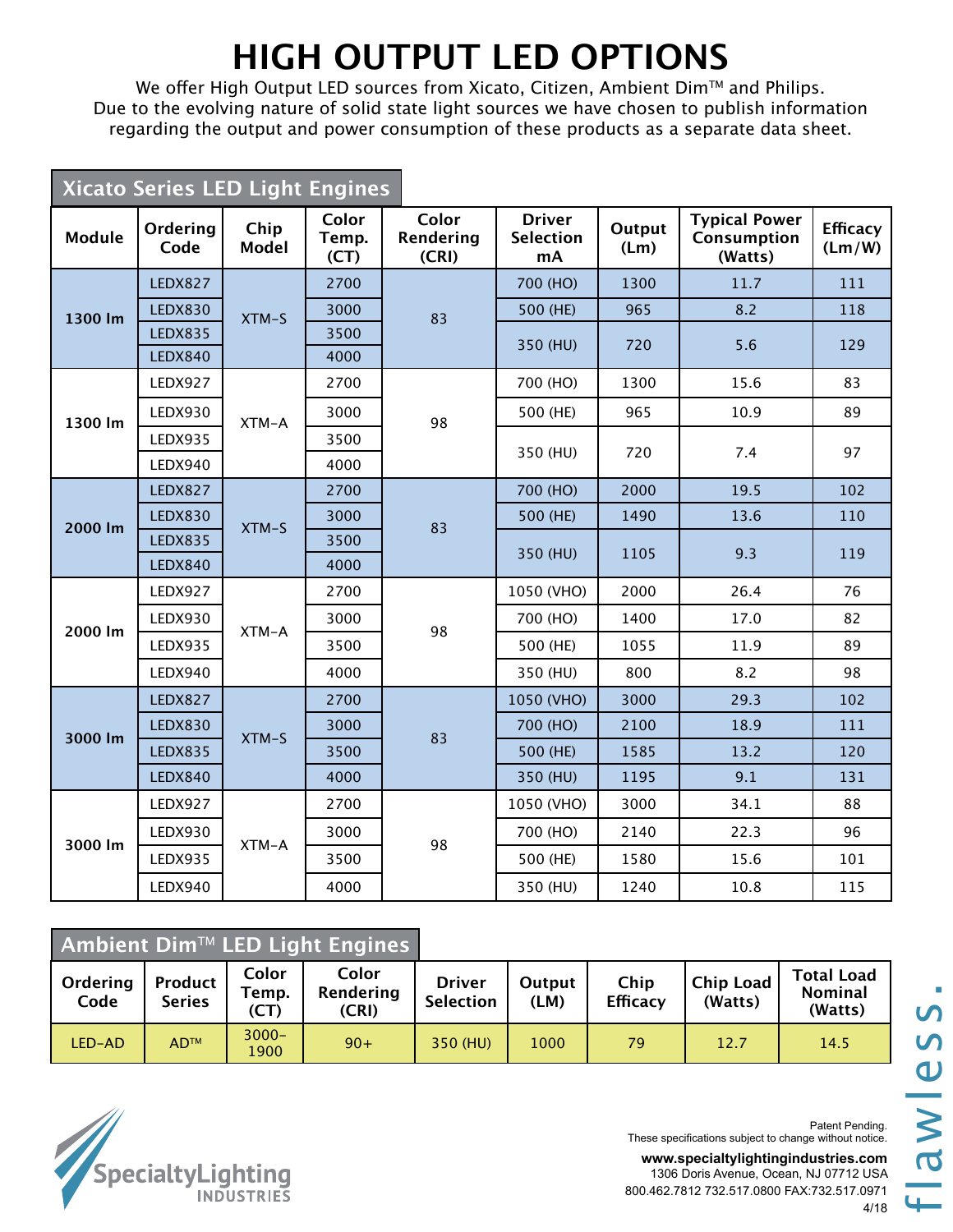# HIGH OUTPUT LED OPTIONS

We offer High Output LED sources from Xicato, Citizen, Ambient Dim™ and Philips.
Due to the evolving nature of solid state light sources we have chosen to publish information regarding the output and power consumption of these products as a separate data sheet.

## Xicato Series LED Light Engines

| Module | Ordering Code | Chip Model | Color Temp. (CT) | Color Rendering (CRI) | Driver Selection mA | Output (Lm) | Typical Power Consumption (Watts) | Efficacy (Lm/W) |
|---|---|---|---|---|---|---|---|---|
| 1300 lm | LEDX827 | XTM-S | 2700 | 83 | 700 (HO) | 1300 | 11.7 | 111 |
| | LEDX830 | | 3000 | | 500 (HE) | 965 | 8.2 | 118 |
| | LEDX835 | | 3500 | | 350 (HU) | 720 | 5.6 | 129 |
| | LEDX840 | | 4000 | | | | | |
| 1300 lm | LEDX927 | XTM-A | 2700 | 98 | 700 (HO) | 1300 | 15.6 | 83 |
| | LEDX930 | | 3000 | | 500 (HE) | 965 | 10.9 | 89 |
| | LEDX935 | | 3500 | | 350 (HU) | 720 | 7.4 | 97 |
| | LEDX940 | | 4000 | | | | | |
| 2000 lm | LEDX827 | XTM-S | 2700 | 83 | 700 (HO) | 2000 | 19.5 | 102 |
| | LEDX830 | | 3000 | | 500 (HE) | 1490 | 13.6 | 110 |
| | LEDX835 | | 3500 | | 350 (HU) | 1105 | 9.3 | 119 |
| | LEDX840 | | 4000 | | | | | |
| 2000 lm | LEDX927 | XTM-A | 2700 | 98 | 1050 (VHO) | 2000 | 26.4 | 76 |
| | LEDX930 | | 3000 | | 700 (HO) | 1400 | 17.0 | 82 |
| | LEDX935 | | 3500 | | 500 (HE) | 1055 | 11.9 | 89 |
| | LEDX940 | | 4000 | | 350 (HU) | 800 | 8.2 | 98 |
| 3000 lm | LEDX827 | XTM-S | 2700 | 83 | 1050 (VHO) | 3000 | 29.3 | 102 |
| | LEDX830 | | 3000 | | 700 (HO) | 2100 | 18.9 | 111 |
| | LEDX835 | | 3500 | | 500 (HE) | 1585 | 13.2 | 120 |
| | LEDX840 | | 4000 | | 350 (HU) | 1195 | 9.1 | 131 |
| 3000 lm | LEDX927 | XTM-A | 2700 | 98 | 1050 (VHO) | 3000 | 34.1 | 88 |
| | LEDX930 | | 3000 | | 700 (HO) | 2140 | 22.3 | 96 |
| | LEDX935 | | 3500 | | 500 (HE) | 1580 | 15.6 | 101 |
| | LEDX940 | | 4000 | | 350 (HU) | 1240 | 10.8 | 115 |

## Ambient Dim™ LED Light Engines

| Ordering Code | Product Series | Color Temp. (CT) | Color Rendering (CRI) | Driver Selection | Output (LM) | Chip Efficacy | Chip Load (Watts) | Total Load Nominal (Watts) |
|---|---|---|---|---|---|---|---|---|
| LED-AD | AD™ | 3000-1900 | 90+ | 350 (HU) | 1000 | 79 | 12.7 | 14.5 |

SpecialtyLighting INDUSTRIES

Patent Pending.
These specifications subject to change without notice.

**www.specialtylightingindustries.com**
1306 Doris Avenue, Ocean, NJ 07712 USA
800.462.7812 732.517.0800 FAX:732.517.0971
4/18

flawless.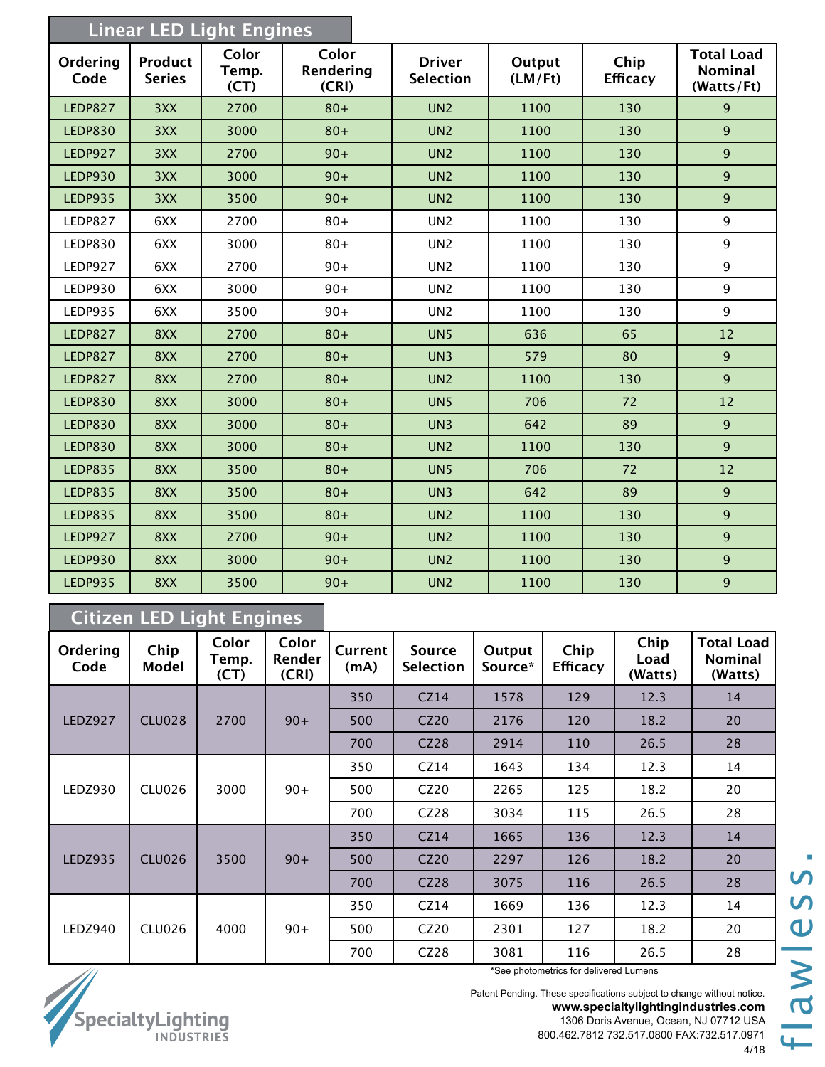## Linear LED Light Engines

| Ordering Code | Product Series | Color Temp. (CT) | Color Rendering (CRI) | Driver Selection | Output (LM/Ft) | Chip Efficacy | Total Load Nominal (Watts/Ft) |
|---|---|---|---|---|---|---|---|
| LEDP827 | 3XX | 2700 | 80+ | UN2 | 1100 | 130 | 9 |
| LEDP830 | 3XX | 3000 | 80+ | UN2 | 1100 | 130 | 9 |
| LEDP927 | 3XX | 2700 | 90+ | UN2 | 1100 | 130 | 9 |
| LEDP930 | 3XX | 3000 | 90+ | UN2 | 1100 | 130 | 9 |
| LEDP935 | 3XX | 3500 | 90+ | UN2 | 1100 | 130 | 9 |
| LEDP827 | 6XX | 2700 | 80+ | UN2 | 1100 | 130 | 9 |
| LEDP830 | 6XX | 3000 | 80+ | UN2 | 1100 | 130 | 9 |
| LEDP927 | 6XX | 2700 | 90+ | UN2 | 1100 | 130 | 9 |
| LEDP930 | 6XX | 3000 | 90+ | UN2 | 1100 | 130 | 9 |
| LEDP935 | 6XX | 3500 | 90+ | UN2 | 1100 | 130 | 9 |
| LEDP827 | 8XX | 2700 | 80+ | UN5 | 636 | 65 | 12 |
| LEDP827 | 8XX | 2700 | 80+ | UN3 | 579 | 80 | 9 |
| LEDP827 | 8XX | 2700 | 80+ | UN2 | 1100 | 130 | 9 |
| LEDP830 | 8XX | 3000 | 80+ | UN5 | 706 | 72 | 12 |
| LEDP830 | 8XX | 3000 | 80+ | UN3 | 642 | 89 | 9 |
| LEDP830 | 8XX | 3000 | 80+ | UN2 | 1100 | 130 | 9 |
| LEDP835 | 8XX | 3500 | 80+ | UN5 | 706 | 72 | 12 |
| LEDP835 | 8XX | 3500 | 80+ | UN3 | 642 | 89 | 9 |
| LEDP835 | 8XX | 3500 | 80+ | UN2 | 1100 | 130 | 9 |
| LEDP927 | 8XX | 2700 | 90+ | UN2 | 1100 | 130 | 9 |
| LEDP930 | 8XX | 3000 | 90+ | UN2 | 1100 | 130 | 9 |
| LEDP935 | 8XX | 3500 | 90+ | UN2 | 1100 | 130 | 9 |

## Citizen LED Light Engines

| Ordering Code | Chip Model | Color Temp. (CT) | Color Render (CRI) | Current (mA) | Source Selection | Output Source* | Chip Efficacy | Chip Load (Watts) | Total Load Nominal (Watts) |
|---|---|---|---|---|---|---|---|---|---|
| LEDZ927 | CLU028 | 2700 | 90+ | 350 | CZ14 | 1578 | 129 | 12.3 | 14 |
| | | | | 500 | CZ20 | 2176 | 120 | 18.2 | 20 |
| | | | | 700 | CZ28 | 2914 | 110 | 26.5 | 28 |
| LEDZ930 | CLU026 | 3000 | 90+ | 350 | CZ14 | 1643 | 134 | 12.3 | 14 |
| | | | | 500 | CZ20 | 2265 | 125 | 18.2 | 20 |
| | | | | 700 | CZ28 | 3034 | 115 | 26.5 | 28 |
| LEDZ935 | CLU026 | 3500 | 90+ | 350 | CZ14 | 1665 | 136 | 12.3 | 14 |
| | | | | 500 | CZ20 | 2297 | 126 | 18.2 | 20 |
| | | | | 700 | CZ28 | 3075 | 116 | 26.5 | 28 |
| LEDZ940 | CLU026 | 4000 | 90+ | 350 | CZ14 | 1669 | 136 | 12.3 | 14 |
| | | | | 500 | CZ20 | 2301 | 127 | 18.2 | 20 |
| | | | | 700 | CZ28 | 3081 | 116 | 26.5 | 28 |

*See photometrics for delivered Lumens

SpecialtyLighting INDUSTRIES

Patent Pending. These specifications subject to change without notice.
**www.specialtylightingindustries.com**
1306 Doris Avenue, Ocean, NJ 07712 USA
800.462.7812 732.517.0800 FAX:732.517.0971
4/18

flawless.